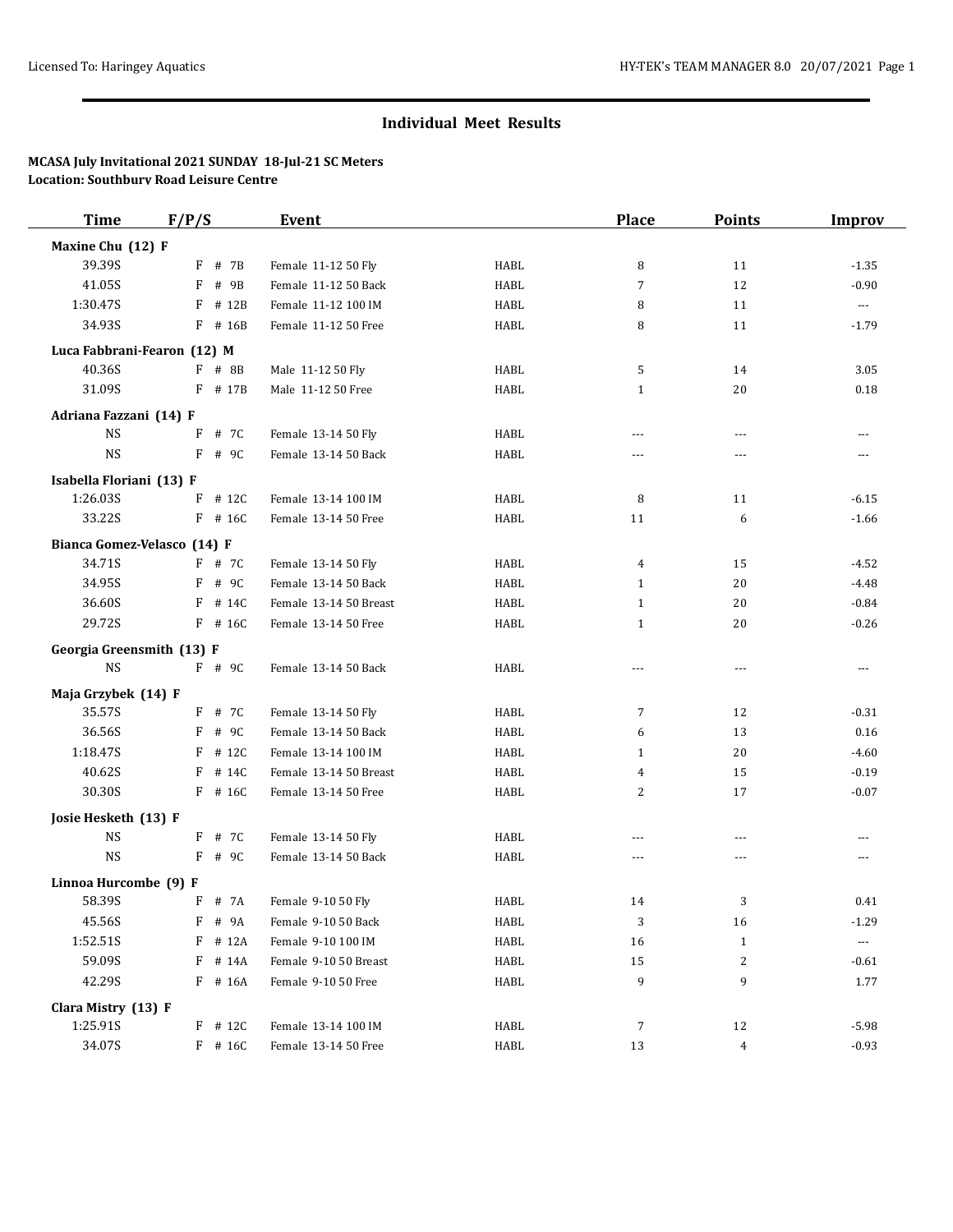## Individual Meet Results

**MCASA July Invitational 2021 SUNDAY 18-Jul-21 SC Meters**
**Location: Southbury Road Leisure Centre**

| Time | F/P/S | Event | | Place | Points | Improv |
|---|---|---|---|---|---|---|
| **Maxine Chu (12) F** | | | | | | |
| 39.39S | F # 7B | Female 11-12 50 Fly | HABL | 8 | 11 | -1.35 |
| 41.05S | F # 9B | Female 11-12 50 Back | HABL | 7 | 12 | -0.90 |
| 1:30.47S | F # 12B | Female 11-12 100 IM | HABL | 8 | 11 | --- |
| 34.93S | F # 16B | Female 11-12 50 Free | HABL | 8 | 11 | -1.79 |
| **Luca Fabbrani-Fearon (12) M** | | | | | | |
| 40.36S | F # 8B | Male 11-12 50 Fly | HABL | 5 | 14 | 3.05 |
| 31.09S | F # 17B | Male 11-12 50 Free | HABL | 1 | 20 | 0.18 |
| **Adriana Fazzani (14) F** | | | | | | |
| NS | F # 7C | Female 13-14 50 Fly | HABL | --- | --- | --- |
| NS | F # 9C | Female 13-14 50 Back | HABL | --- | --- | --- |
| **Isabella Floriani (13) F** | | | | | | |
| 1:26.03S | F # 12C | Female 13-14 100 IM | HABL | 8 | 11 | -6.15 |
| 33.22S | F # 16C | Female 13-14 50 Free | HABL | 11 | 6 | -1.66 |
| **Bianca Gomez-Velasco (14) F** | | | | | | |
| 34.71S | F # 7C | Female 13-14 50 Fly | HABL | 4 | 15 | -4.52 |
| 34.95S | F # 9C | Female 13-14 50 Back | HABL | 1 | 20 | -4.48 |
| 36.60S | F # 14C | Female 13-14 50 Breast | HABL | 1 | 20 | -0.84 |
| 29.72S | F # 16C | Female 13-14 50 Free | HABL | 1 | 20 | -0.26 |
| **Georgia Greensmith (13) F** | | | | | | |
| NS | F # 9C | Female 13-14 50 Back | HABL | --- | --- | --- |
| **Maja Grzybek (14) F** | | | | | | |
| 35.57S | F # 7C | Female 13-14 50 Fly | HABL | 7 | 12 | -0.31 |
| 36.56S | F # 9C | Female 13-14 50 Back | HABL | 6 | 13 | 0.16 |
| 1:18.47S | F # 12C | Female 13-14 100 IM | HABL | 1 | 20 | -4.60 |
| 40.62S | F # 14C | Female 13-14 50 Breast | HABL | 4 | 15 | -0.19 |
| 30.30S | F # 16C | Female 13-14 50 Free | HABL | 2 | 17 | -0.07 |
| **Josie Hesketh (13) F** | | | | | | |
| NS | F # 7C | Female 13-14 50 Fly | HABL | --- | --- | --- |
| NS | F # 9C | Female 13-14 50 Back | HABL | --- | --- | --- |
| **Linnoa Hurcombe (9) F** | | | | | | |
| 58.39S | F # 7A | Female 9-10 50 Fly | HABL | 14 | 3 | 0.41 |
| 45.56S | F # 9A | Female 9-10 50 Back | HABL | 3 | 16 | -1.29 |
| 1:52.51S | F # 12A | Female 9-10 100 IM | HABL | 16 | 1 | --- |
| 59.09S | F # 14A | Female 9-10 50 Breast | HABL | 15 | 2 | -0.61 |
| 42.29S | F # 16A | Female 9-10 50 Free | HABL | 9 | 9 | 1.77 |
| **Clara Mistry (13) F** | | | | | | |
| 1:25.91S | F # 12C | Female 13-14 100 IM | HABL | 7 | 12 | -5.98 |
| 34.07S | F # 16C | Female 13-14 50 Free | HABL | 13 | 4 | -0.93 |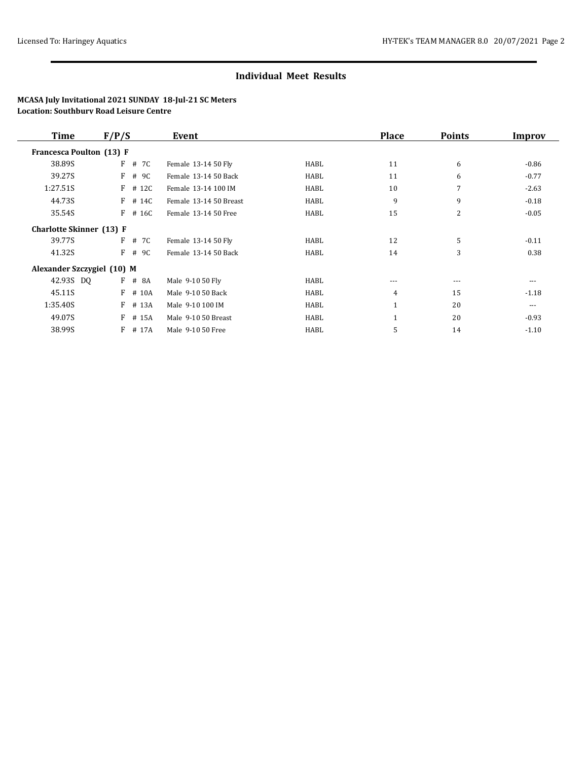## Individual Meet Results

**MCASA July Invitational 2021 SUNDAY 18-Jul-21 SC Meters**
**Location: Southbury Road Leisure Centre**

| Time | F/P/S | Event | | Place | Points | Improv |
|---|---|---|---|---|---|---|
| **Francesca Poulton (13) F** | | | | | | |
| 38.89S | F # 7C | Female 13-14 50 Fly | HABL | 11 | 6 | -0.86 |
| 39.27S | F # 9C | Female 13-14 50 Back | HABL | 11 | 6 | -0.77 |
| 1:27.51S | F # 12C | Female 13-14 100 IM | HABL | 10 | 7 | -2.63 |
| 44.73S | F # 14C | Female 13-14 50 Breast | HABL | 9 | 9 | -0.18 |
| 35.54S | F # 16C | Female 13-14 50 Free | HABL | 15 | 2 | -0.05 |
| **Charlotte Skinner (13) F** | | | | | | |
| 39.77S | F # 7C | Female 13-14 50 Fly | HABL | 12 | 5 | -0.11 |
| 41.32S | F # 9C | Female 13-14 50 Back | HABL | 14 | 3 | 0.38 |
| **Alexander Szczygiel (10) M** | | | | | | |
| 42.93S DQ | F # 8A | Male 9-10 50 Fly | HABL | --- | --- | --- |
| 45.11S | F # 10A | Male 9-10 50 Back | HABL | 4 | 15 | -1.18 |
| 1:35.40S | F # 13A | Male 9-10 100 IM | HABL | 1 | 20 | --- |
| 49.07S | F # 15A | Male 9-10 50 Breast | HABL | 1 | 20 | -0.93 |
| 38.99S | F # 17A | Male 9-10 50 Free | HABL | 5 | 14 | -1.10 |